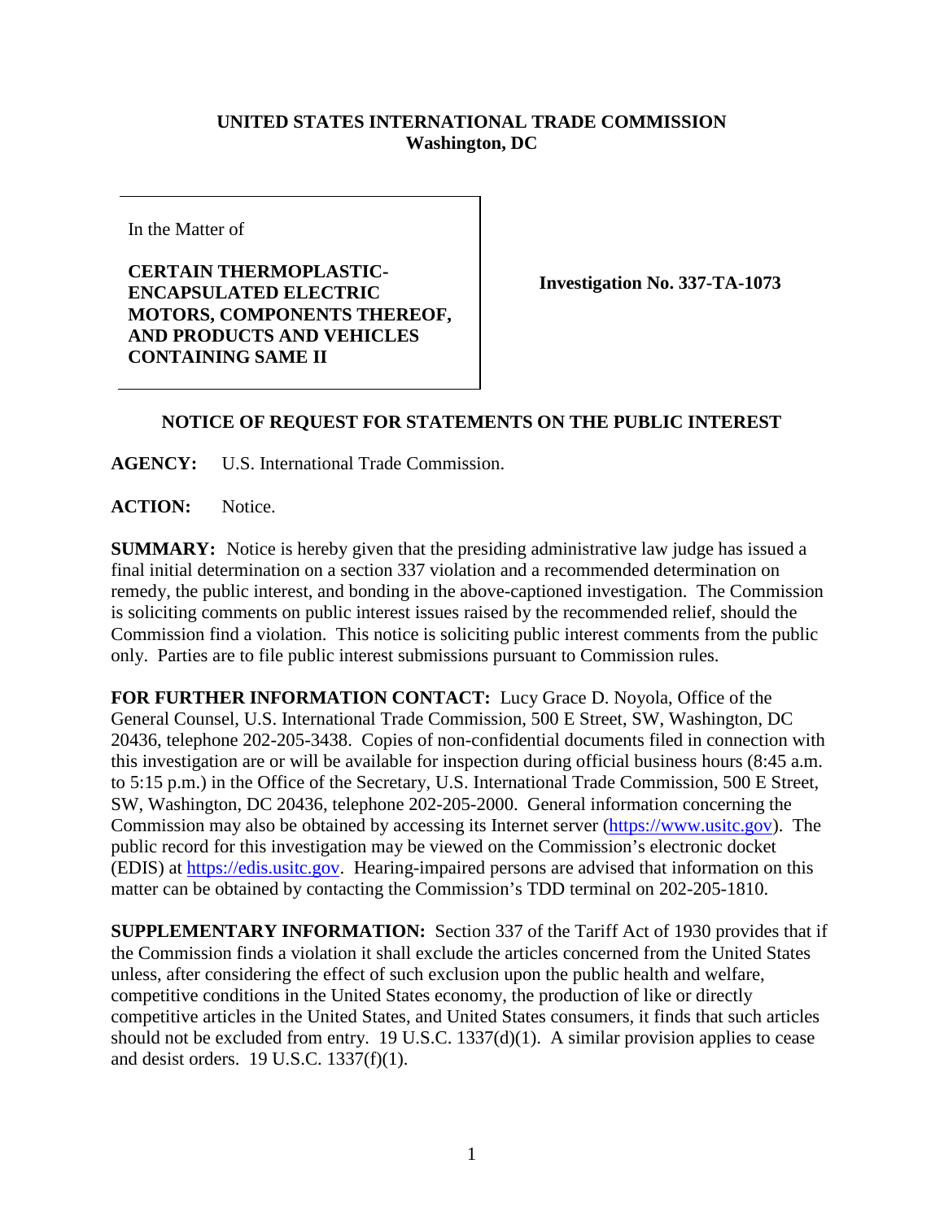**UNITED STATES INTERNATIONAL TRADE COMMISSION**
**Washington, DC**

| In the Matter of<br><br>**CERTAIN THERMOPLASTIC-ENCAPSULATED ELECTRIC MOTORS, COMPONENTS THEREOF, AND PRODUCTS AND VEHICLES CONTAINING SAME II** | **Investigation No. 337-TA-1073** |
| --- | --- |

## NOTICE OF REQUEST FOR STATEMENTS ON THE PUBLIC INTEREST

**AGENCY:** U.S. International Trade Commission.

**ACTION:** Notice.

**SUMMARY:** Notice is hereby given that the presiding administrative law judge has issued a final initial determination on a section 337 violation and a recommended determination on remedy, the public interest, and bonding in the above-captioned investigation. The Commission is soliciting comments on public interest issues raised by the recommended relief, should the Commission find a violation. This notice is soliciting public interest comments from the public only. Parties are to file public interest submissions pursuant to Commission rules.

**FOR FURTHER INFORMATION CONTACT:** Lucy Grace D. Noyola, Office of the General Counsel, U.S. International Trade Commission, 500 E Street, SW, Washington, DC 20436, telephone 202-205-3438. Copies of non-confidential documents filed in connection with this investigation are or will be available for inspection during official business hours (8:45 a.m. to 5:15 p.m.) in the Office of the Secretary, U.S. International Trade Commission, 500 E Street, SW, Washington, DC 20436, telephone 202-205-2000. General information concerning the Commission may also be obtained by accessing its Internet server (https://www.usitc.gov). The public record for this investigation may be viewed on the Commission's electronic docket (EDIS) at https://edis.usitc.gov. Hearing-impaired persons are advised that information on this matter can be obtained by contacting the Commission's TDD terminal on 202-205-1810.

**SUPPLEMENTARY INFORMATION:** Section 337 of the Tariff Act of 1930 provides that if the Commission finds a violation it shall exclude the articles concerned from the United States unless, after considering the effect of such exclusion upon the public health and welfare, competitive conditions in the United States economy, the production of like or directly competitive articles in the United States, and United States consumers, it finds that such articles should not be excluded from entry. 19 U.S.C. 1337(d)(1). A similar provision applies to cease and desist orders. 19 U.S.C. 1337(f)(1).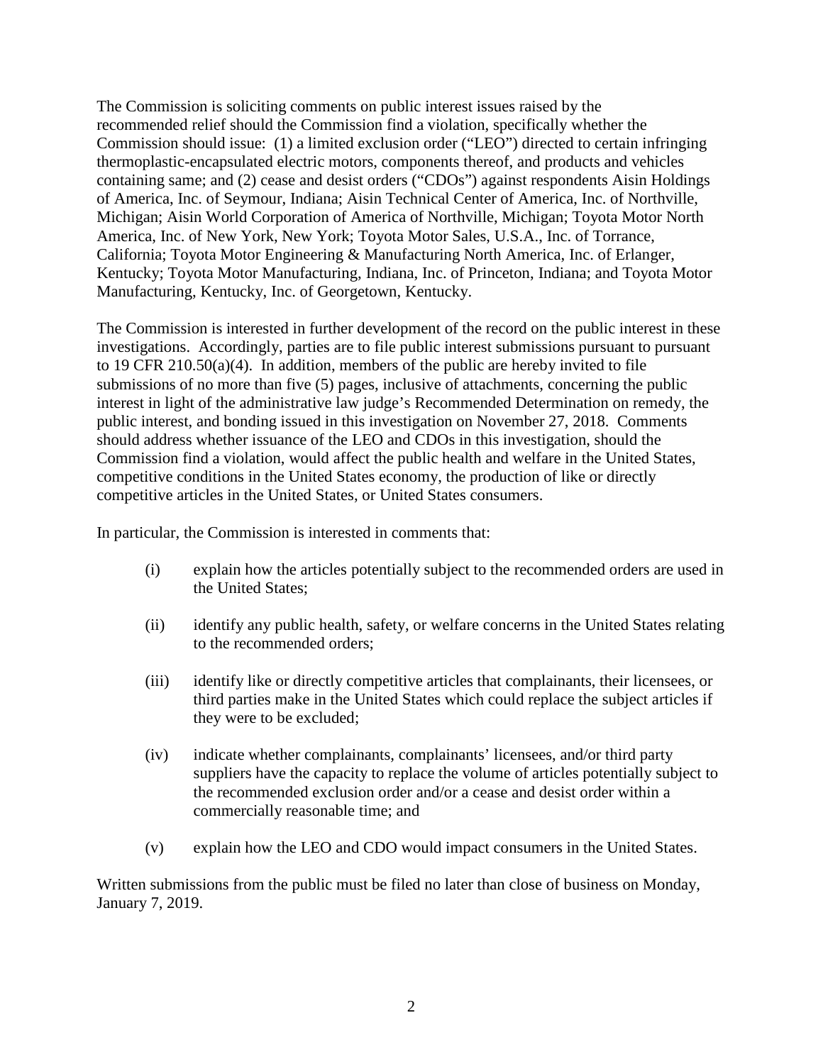The Commission is soliciting comments on public interest issues raised by the recommended relief should the Commission find a violation, specifically whether the Commission should issue: (1) a limited exclusion order ("LEO") directed to certain infringing thermoplastic-encapsulated electric motors, components thereof, and products and vehicles containing same; and (2) cease and desist orders ("CDOs") against respondents Aisin Holdings of America, Inc. of Seymour, Indiana; Aisin Technical Center of America, Inc. of Northville, Michigan; Aisin World Corporation of America of Northville, Michigan; Toyota Motor North America, Inc. of New York, New York; Toyota Motor Sales, U.S.A., Inc. of Torrance, California; Toyota Motor Engineering & Manufacturing North America, Inc. of Erlanger, Kentucky; Toyota Motor Manufacturing, Indiana, Inc. of Princeton, Indiana; and Toyota Motor Manufacturing, Kentucky, Inc. of Georgetown, Kentucky.

The Commission is interested in further development of the record on the public interest in these investigations. Accordingly, parties are to file public interest submissions pursuant to pursuant to 19 CFR 210.50(a)(4). In addition, members of the public are hereby invited to file submissions of no more than five (5) pages, inclusive of attachments, concerning the public interest in light of the administrative law judge's Recommended Determination on remedy, the public interest, and bonding issued in this investigation on November 27, 2018. Comments should address whether issuance of the LEO and CDOs in this investigation, should the Commission find a violation, would affect the public health and welfare in the United States, competitive conditions in the United States economy, the production of like or directly competitive articles in the United States, or United States consumers.

In particular, the Commission is interested in comments that:

(i) explain how the articles potentially subject to the recommended orders are used in the United States;

(ii) identify any public health, safety, or welfare concerns in the United States relating to the recommended orders;

(iii) identify like or directly competitive articles that complainants, their licensees, or third parties make in the United States which could replace the subject articles if they were to be excluded;

(iv) indicate whether complainants, complainants' licensees, and/or third party suppliers have the capacity to replace the volume of articles potentially subject to the recommended exclusion order and/or a cease and desist order within a commercially reasonable time; and

(v) explain how the LEO and CDO would impact consumers in the United States.

Written submissions from the public must be filed no later than close of business on Monday, January 7, 2019.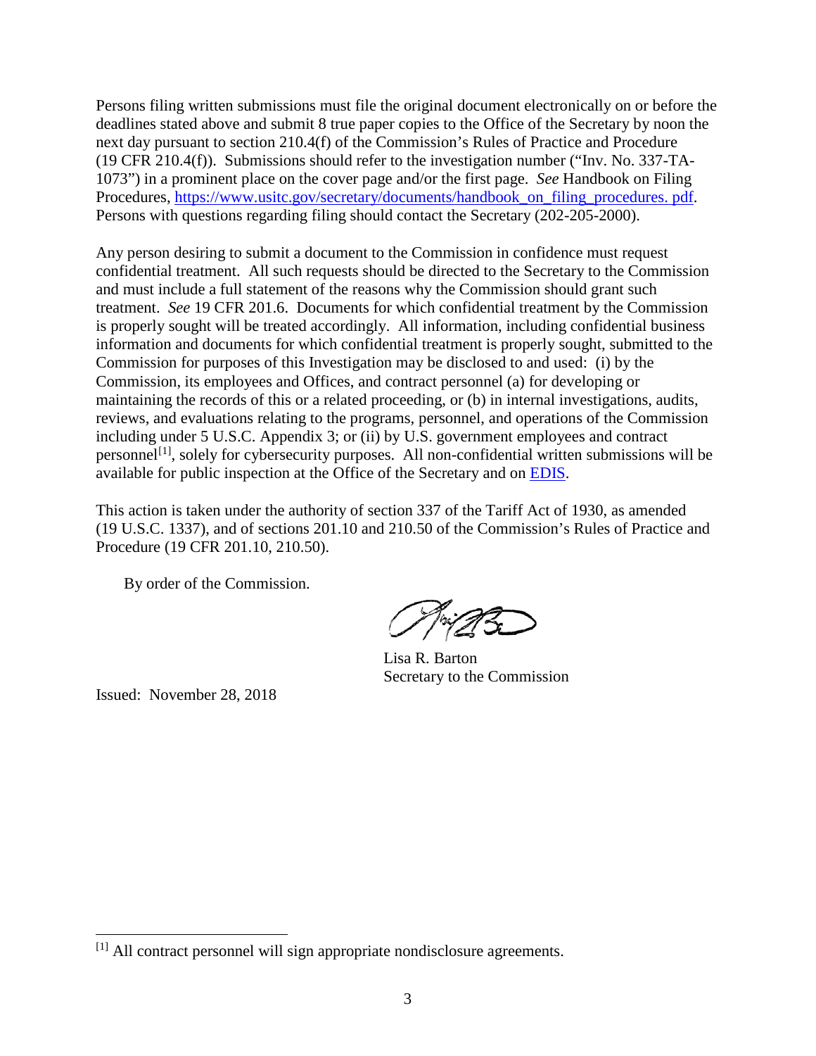Persons filing written submissions must file the original document electronically on or before the deadlines stated above and submit 8 true paper copies to the Office of the Secretary by noon the next day pursuant to section 210.4(f) of the Commission's Rules of Practice and Procedure (19 CFR 210.4(f)). Submissions should refer to the investigation number ("Inv. No. 337-TA-1073") in a prominent place on the cover page and/or the first page. *See* Handbook on Filing Procedures, https://www.usitc.gov/secretary/documents/handbook_on_filing_procedures. pdf. Persons with questions regarding filing should contact the Secretary (202-205-2000).

Any person desiring to submit a document to the Commission in confidence must request confidential treatment. All such requests should be directed to the Secretary to the Commission and must include a full statement of the reasons why the Commission should grant such treatment. *See* 19 CFR 201.6. Documents for which confidential treatment by the Commission is properly sought will be treated accordingly. All information, including confidential business information and documents for which confidential treatment is properly sought, submitted to the Commission for purposes of this Investigation may be disclosed to and used: (i) by the Commission, its employees and Offices, and contract personnel (a) for developing or maintaining the records of this or a related proceeding, or (b) in internal investigations, audits, reviews, and evaluations relating to the programs, personnel, and operations of the Commission including under 5 U.S.C. Appendix 3; or (ii) by U.S. government employees and contract personnel[1], solely for cybersecurity purposes. All non-confidential written submissions will be available for public inspection at the Office of the Secretary and on EDIS.

This action is taken under the authority of section 337 of the Tariff Act of 1930, as amended (19 U.S.C. 1337), and of sections 201.10 and 210.50 of the Commission's Rules of Practice and Procedure (19 CFR 201.10, 210.50).

By order of the Commission.

Lisa R. Barton
Secretary to the Commission

Issued: November 28, 2018

[1] All contract personnel will sign appropriate nondisclosure agreements.